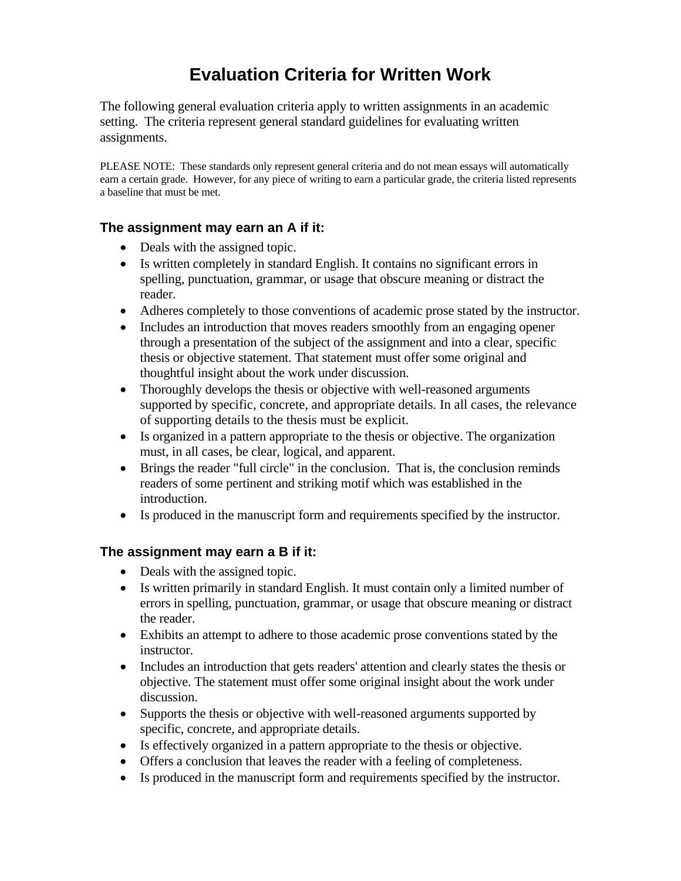# Evaluation Criteria for Written Work

The following general evaluation criteria apply to written assignments in an academic setting. The criteria represent general standard guidelines for evaluating written assignments.

PLEASE NOTE: These standards only represent general criteria and do not mean essays will automatically earn a certain grade. However, for any piece of writing to earn a particular grade, the criteria listed represents a baseline that must be met.

### The assignment may earn an A if it:

- Deals with the assigned topic.
- Is written completely in standard English. It contains no significant errors in spelling, punctuation, grammar, or usage that obscure meaning or distract the reader.
- Adheres completely to those conventions of academic prose stated by the instructor.
- Includes an introduction that moves readers smoothly from an engaging opener through a presentation of the subject of the assignment and into a clear, specific thesis or objective statement. That statement must offer some original and thoughtful insight about the work under discussion.
- Thoroughly develops the thesis or objective with well-reasoned arguments supported by specific, concrete, and appropriate details. In all cases, the relevance of supporting details to the thesis must be explicit.
- Is organized in a pattern appropriate to the thesis or objective. The organization must, in all cases, be clear, logical, and apparent.
- Brings the reader "full circle" in the conclusion. That is, the conclusion reminds readers of some pertinent and striking motif which was established in the introduction.
- Is produced in the manuscript form and requirements specified by the instructor.

### The assignment may earn a B if it:

- Deals with the assigned topic.
- Is written primarily in standard English. It must contain only a limited number of errors in spelling, punctuation, grammar, or usage that obscure meaning or distract the reader.
- Exhibits an attempt to adhere to those academic prose conventions stated by the instructor.
- Includes an introduction that gets readers' attention and clearly states the thesis or objective. The statement must offer some original insight about the work under discussion.
- Supports the thesis or objective with well-reasoned arguments supported by specific, concrete, and appropriate details.
- Is effectively organized in a pattern appropriate to the thesis or objective.
- Offers a conclusion that leaves the reader with a feeling of completeness.
- Is produced in the manuscript form and requirements specified by the instructor.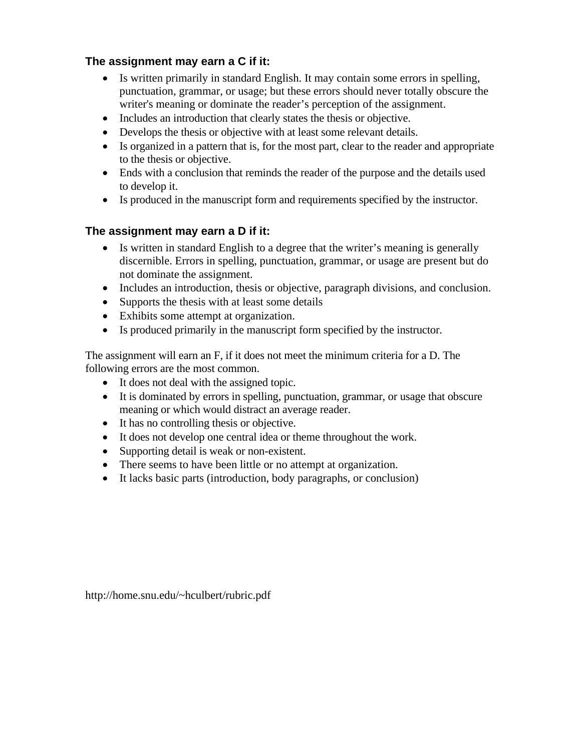### The assignment may earn a C if it:

- Is written primarily in standard English. It may contain some errors in spelling, punctuation, grammar, or usage; but these errors should never totally obscure the writer's meaning or dominate the reader's perception of the assignment.
- Includes an introduction that clearly states the thesis or objective.
- Develops the thesis or objective with at least some relevant details.
- Is organized in a pattern that is, for the most part, clear to the reader and appropriate to the thesis or objective.
- Ends with a conclusion that reminds the reader of the purpose and the details used to develop it.
- Is produced in the manuscript form and requirements specified by the instructor.

### The assignment may earn a D if it:

- Is written in standard English to a degree that the writer's meaning is generally discernible. Errors in spelling, punctuation, grammar, or usage are present but do not dominate the assignment.
- Includes an introduction, thesis or objective, paragraph divisions, and conclusion.
- Supports the thesis with at least some details
- Exhibits some attempt at organization.
- Is produced primarily in the manuscript form specified by the instructor.

The assignment will earn an F, if it does not meet the minimum criteria for a D. The following errors are the most common.

- It does not deal with the assigned topic.
- It is dominated by errors in spelling, punctuation, grammar, or usage that obscure meaning or which would distract an average reader.
- It has no controlling thesis or objective.
- It does not develop one central idea or theme throughout the work.
- Supporting detail is weak or non-existent.
- There seems to have been little or no attempt at organization.
- It lacks basic parts (introduction, body paragraphs, or conclusion)

http://home.snu.edu/~hculbert/rubric.pdf